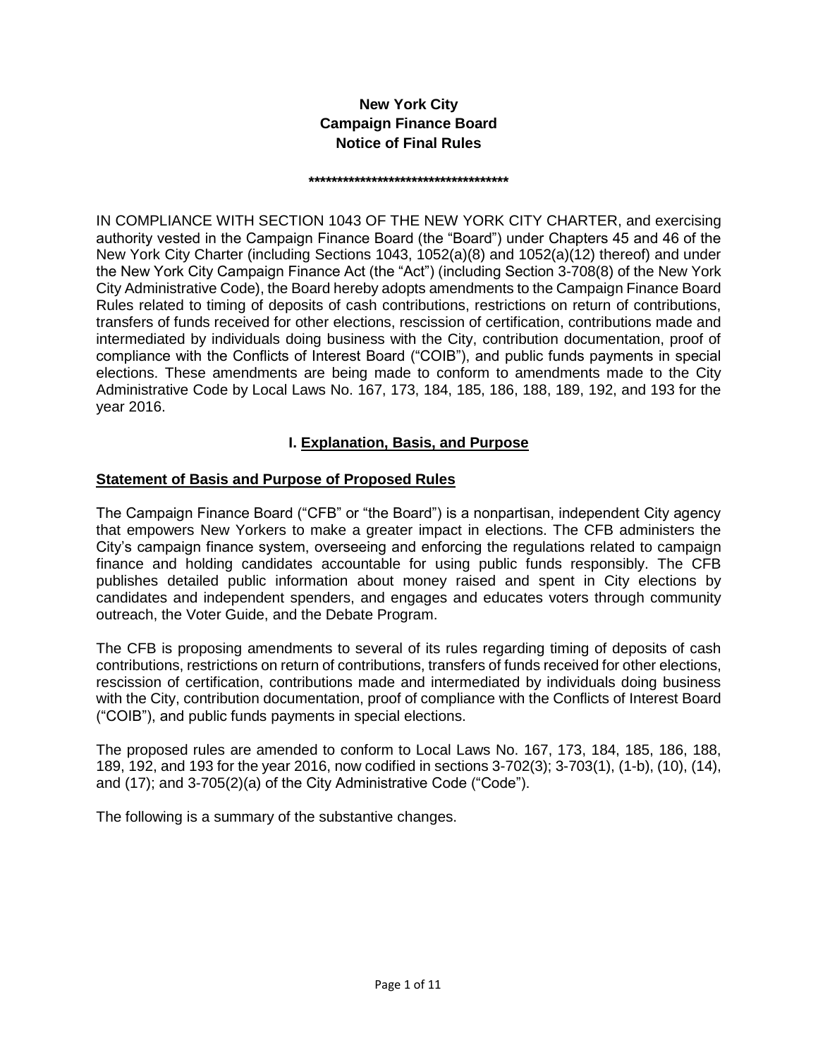**New York City**
**Campaign Finance Board**
**Notice of Final Rules**

**************************************

IN COMPLIANCE WITH SECTION 1043 OF THE NEW YORK CITY CHARTER, and exercising authority vested in the Campaign Finance Board (the "Board") under Chapters 45 and 46 of the New York City Charter (including Sections 1043, 1052(a)(8) and 1052(a)(12) thereof) and under the New York City Campaign Finance Act (the "Act") (including Section 3-708(8) of the New York City Administrative Code), the Board hereby adopts amendments to the Campaign Finance Board Rules related to timing of deposits of cash contributions, restrictions on return of contributions, transfers of funds received for other elections, rescission of certification, contributions made and intermediated by individuals doing business with the City, contribution documentation, proof of compliance with the Conflicts of Interest Board ("COIB"), and public funds payments in special elections. These amendments are being made to conform to amendments made to the City Administrative Code by Local Laws No. 167, 173, 184, 185, 186, 188, 189, 192, and 193 for the year 2016.

## I. Explanation, Basis, and Purpose

### Statement of Basis and Purpose of Proposed Rules

The Campaign Finance Board ("CFB" or "the Board") is a nonpartisan, independent City agency that empowers New Yorkers to make a greater impact in elections. The CFB administers the City's campaign finance system, overseeing and enforcing the regulations related to campaign finance and holding candidates accountable for using public funds responsibly. The CFB publishes detailed public information about money raised and spent in City elections by candidates and independent spenders, and engages and educates voters through community outreach, the Voter Guide, and the Debate Program.

The CFB is proposing amendments to several of its rules regarding timing of deposits of cash contributions, restrictions on return of contributions, transfers of funds received for other elections, rescission of certification, contributions made and intermediated by individuals doing business with the City, contribution documentation, proof of compliance with the Conflicts of Interest Board ("COIB"), and public funds payments in special elections.

The proposed rules are amended to conform to Local Laws No. 167, 173, 184, 185, 186, 188, 189, 192, and 193 for the year 2016, now codified in sections 3-702(3); 3-703(1), (1-b), (10), (14), and (17); and 3-705(2)(a) of the City Administrative Code ("Code").

The following is a summary of the substantive changes.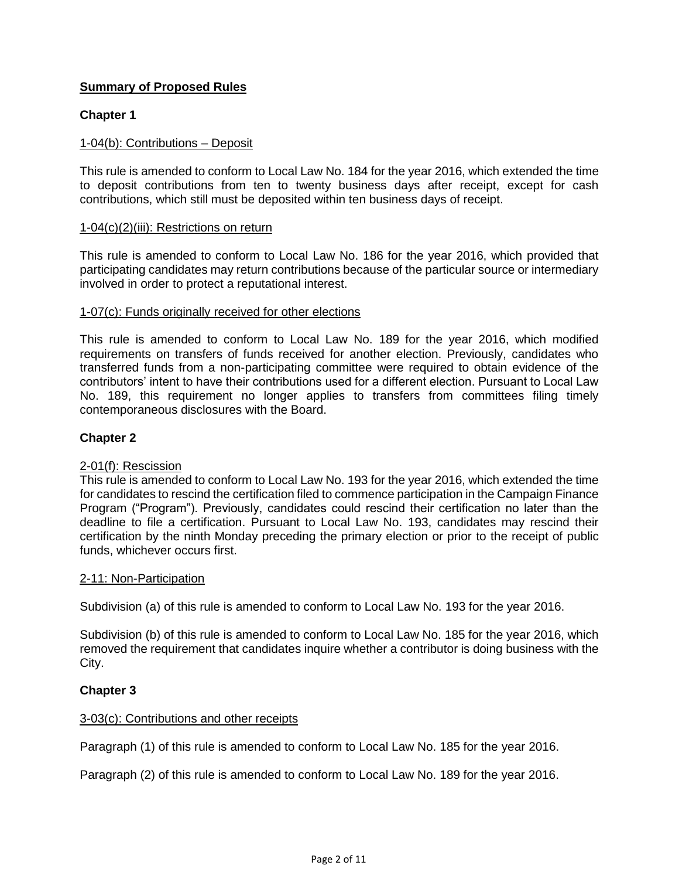**Summary of Proposed Rules**

**Chapter 1**

1-04(b): Contributions – Deposit

This rule is amended to conform to Local Law No. 184 for the year 2016, which extended the time to deposit contributions from ten to twenty business days after receipt, except for cash contributions, which still must be deposited within ten business days of receipt.

1-04(c)(2)(iii): Restrictions on return

This rule is amended to conform to Local Law No. 186 for the year 2016, which provided that participating candidates may return contributions because of the particular source or intermediary involved in order to protect a reputational interest.

1-07(c): Funds originally received for other elections

This rule is amended to conform to Local Law No. 189 for the year 2016, which modified requirements on transfers of funds received for another election. Previously, candidates who transferred funds from a non-participating committee were required to obtain evidence of the contributors' intent to have their contributions used for a different election. Pursuant to Local Law No. 189, this requirement no longer applies to transfers from committees filing timely contemporaneous disclosures with the Board.

**Chapter 2**

2-01(f): Rescission

This rule is amended to conform to Local Law No. 193 for the year 2016, which extended the time for candidates to rescind the certification filed to commence participation in the Campaign Finance Program ("Program"). Previously, candidates could rescind their certification no later than the deadline to file a certification. Pursuant to Local Law No. 193, candidates may rescind their certification by the ninth Monday preceding the primary election or prior to the receipt of public funds, whichever occurs first.

2-11: Non-Participation

Subdivision (a) of this rule is amended to conform to Local Law No. 193 for the year 2016.

Subdivision (b) of this rule is amended to conform to Local Law No. 185 for the year 2016, which removed the requirement that candidates inquire whether a contributor is doing business with the City.

**Chapter 3**

3-03(c): Contributions and other receipts

Paragraph (1) of this rule is amended to conform to Local Law No. 185 for the year 2016.

Paragraph (2) of this rule is amended to conform to Local Law No. 189 for the year 2016.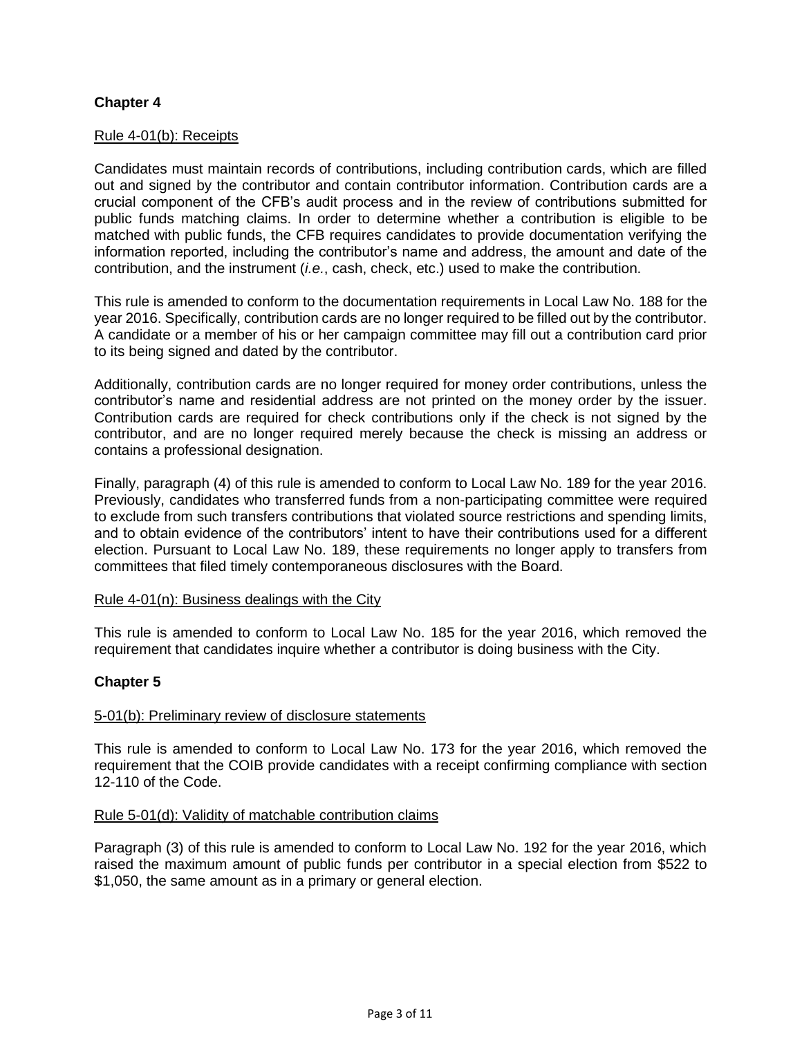## Chapter 4

Rule 4-01(b): Receipts

Candidates must maintain records of contributions, including contribution cards, which are filled out and signed by the contributor and contain contributor information. Contribution cards are a crucial component of the CFB's audit process and in the review of contributions submitted for public funds matching claims. In order to determine whether a contribution is eligible to be matched with public funds, the CFB requires candidates to provide documentation verifying the information reported, including the contributor's name and address, the amount and date of the contribution, and the instrument (*i.e.*, cash, check, etc.) used to make the contribution.

This rule is amended to conform to the documentation requirements in Local Law No. 188 for the year 2016. Specifically, contribution cards are no longer required to be filled out by the contributor. A candidate or a member of his or her campaign committee may fill out a contribution card prior to its being signed and dated by the contributor.

Additionally, contribution cards are no longer required for money order contributions, unless the contributor's name and residential address are not printed on the money order by the issuer. Contribution cards are required for check contributions only if the check is not signed by the contributor, and are no longer required merely because the check is missing an address or contains a professional designation.

Finally, paragraph (4) of this rule is amended to conform to Local Law No. 189 for the year 2016. Previously, candidates who transferred funds from a non-participating committee were required to exclude from such transfers contributions that violated source restrictions and spending limits, and to obtain evidence of the contributors' intent to have their contributions used for a different election. Pursuant to Local Law No. 189, these requirements no longer apply to transfers from committees that filed timely contemporaneous disclosures with the Board.

Rule 4-01(n): Business dealings with the City

This rule is amended to conform to Local Law No. 185 for the year 2016, which removed the requirement that candidates inquire whether a contributor is doing business with the City.

## Chapter 5

5-01(b): Preliminary review of disclosure statements

This rule is amended to conform to Local Law No. 173 for the year 2016, which removed the requirement that the COIB provide candidates with a receipt confirming compliance with section 12-110 of the Code.

Rule 5-01(d): Validity of matchable contribution claims

Paragraph (3) of this rule is amended to conform to Local Law No. 192 for the year 2016, which raised the maximum amount of public funds per contributor in a special election from $522 to $1,050, the same amount as in a primary or general election.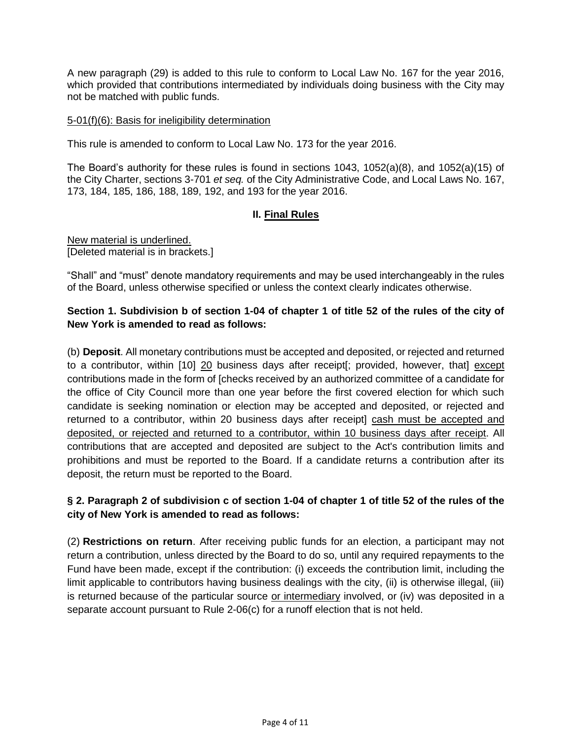A new paragraph (29) is added to this rule to conform to Local Law No. 167 for the year 2016, which provided that contributions intermediated by individuals doing business with the City may not be matched with public funds.

<u>5-01(f)(6): Basis for ineligibility determination</u>

This rule is amended to conform to Local Law No. 173 for the year 2016.

The Board's authority for these rules is found in sections 1043, 1052(a)(8), and 1052(a)(15) of the City Charter, sections 3-701 *et seq.* of the City Administrative Code, and Local Laws No. 167, 173, 184, 185, 186, 188, 189, 192, and 193 for the year 2016.

## II. <u>Final Rules</u>

<u>New material is underlined.</u>
[Deleted material is in brackets.]

"Shall" and "must" denote mandatory requirements and may be used interchangeably in the rules of the Board, unless otherwise specified or unless the context clearly indicates otherwise.

**Section 1. Subdivision b of section 1-04 of chapter 1 of title 52 of the rules of the city of New York is amended to read as follows:**

(b) **Deposit**. All monetary contributions must be accepted and deposited, or rejected and returned to a contributor, within [10] <u>20</u> business days after receipt[; provided, however, that] <u>except</u> contributions made in the form of [checks received by an authorized committee of a candidate for the office of City Council more than one year before the first covered election for which such candidate is seeking nomination or election may be accepted and deposited, or rejected and returned to a contributor, within 20 business days after receipt] <u>cash must be accepted and deposited, or rejected and returned to a contributor, within 10 business days after receipt</u>. All contributions that are accepted and deposited are subject to the Act's contribution limits and prohibitions and must be reported to the Board. If a candidate returns a contribution after its deposit, the return must be reported to the Board.

**§ 2. Paragraph 2 of subdivision c of section 1-04 of chapter 1 of title 52 of the rules of the city of New York is amended to read as follows:**

(2) **Restrictions on return**. After receiving public funds for an election, a participant may not return a contribution, unless directed by the Board to do so, until any required repayments to the Fund have been made, except if the contribution: (i) exceeds the contribution limit, including the limit applicable to contributors having business dealings with the city, (ii) is otherwise illegal, (iii) is returned because of the particular source <u>or intermediary</u> involved, or (iv) was deposited in a separate account pursuant to Rule 2-06(c) for a runoff election that is not held.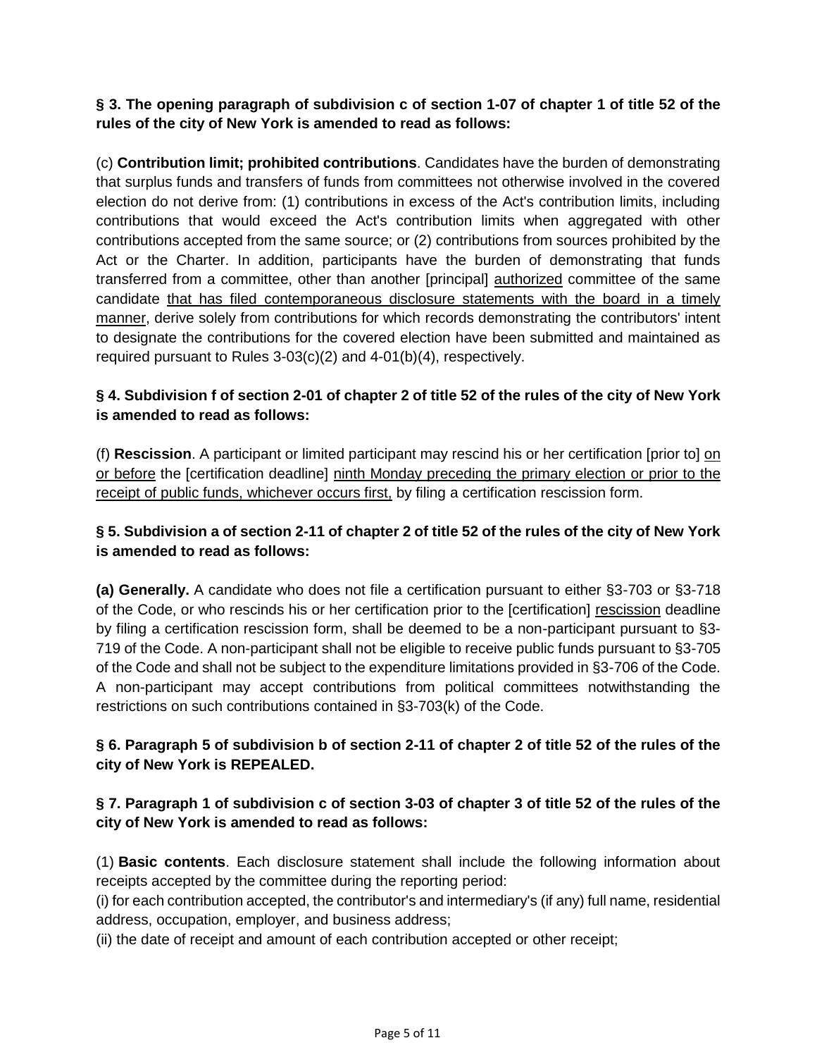**§ 3. The opening paragraph of subdivision c of section 1-07 of chapter 1 of title 52 of the rules of the city of New York is amended to read as follows:**

(c) **Contribution limit; prohibited contributions**. Candidates have the burden of demonstrating that surplus funds and transfers of funds from committees not otherwise involved in the covered election do not derive from: (1) contributions in excess of the Act's contribution limits, including contributions that would exceed the Act's contribution limits when aggregated with other contributions accepted from the same source; or (2) contributions from sources prohibited by the Act or the Charter. In addition, participants have the burden of demonstrating that funds transferred from a committee, other than another [principal] <u>authorized</u> committee of the same candidate <u>that has filed contemporaneous disclosure statements with the board in a timely manner</u>, derive solely from contributions for which records demonstrating the contributors' intent to designate the contributions for the covered election have been submitted and maintained as required pursuant to Rules 3-03(c)(2) and 4-01(b)(4), respectively.

**§ 4. Subdivision f of section 2-01 of chapter 2 of title 52 of the rules of the city of New York is amended to read as follows:**

(f) **Rescission**. A participant or limited participant may rescind his or her certification [prior to] <u>on or before</u> the [certification deadline] <u>ninth Monday preceding the primary election or prior to the receipt of public funds, whichever occurs first,</u> by filing a certification rescission form.

**§ 5. Subdivision a of section 2-11 of chapter 2 of title 52 of the rules of the city of New York is amended to read as follows:**

**(a) Generally.** A candidate who does not file a certification pursuant to either §3-703 or §3-718 of the Code, or who rescinds his or her certification prior to the [certification] <u>rescission</u> deadline by filing a certification rescission form, shall be deemed to be a non-participant pursuant to §3-719 of the Code. A non-participant shall not be eligible to receive public funds pursuant to §3-705 of the Code and shall not be subject to the expenditure limitations provided in §3-706 of the Code. A non-participant may accept contributions from political committees notwithstanding the restrictions on such contributions contained in §3-703(k) of the Code.

**§ 6. Paragraph 5 of subdivision b of section 2-11 of chapter 2 of title 52 of the rules of the city of New York is REPEALED.**

**§ 7. Paragraph 1 of subdivision c of section 3-03 of chapter 3 of title 52 of the rules of the city of New York is amended to read as follows:**

(1) **Basic contents**. Each disclosure statement shall include the following information about receipts accepted by the committee during the reporting period:

(i) for each contribution accepted, the contributor's and intermediary's (if any) full name, residential address, occupation, employer, and business address;

(ii) the date of receipt and amount of each contribution accepted or other receipt;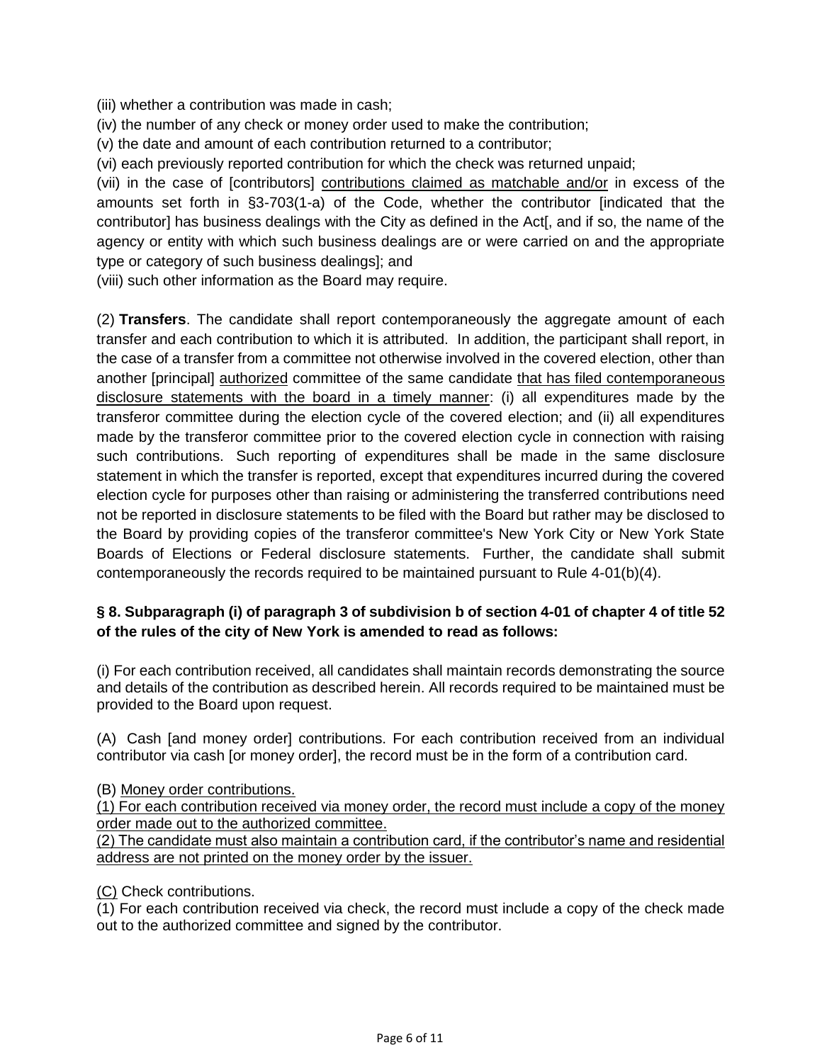(iii) whether a contribution was made in cash;

(iv) the number of any check or money order used to make the contribution;

(v) the date and amount of each contribution returned to a contributor;

(vi) each previously reported contribution for which the check was returned unpaid;

(vii) in the case of [contributors] <u>contributions claimed as matchable and/or</u> in excess of the amounts set forth in §3-703(1-a) of the Code, whether the contributor [indicated that the contributor] has business dealings with the City as defined in the Act[, and if so, the name of the agency or entity with which such business dealings are or were carried on and the appropriate type or category of such business dealings]; and

(viii) such other information as the Board may require.

(2) **Transfers**. The candidate shall report contemporaneously the aggregate amount of each transfer and each contribution to which it is attributed. In addition, the participant shall report, in the case of a transfer from a committee not otherwise involved in the covered election, other than another [principal] <u>authorized</u> committee of the same candidate <u>that has filed contemporaneous disclosure statements with the board in a timely manner</u>: (i) all expenditures made by the transferor committee during the election cycle of the covered election; and (ii) all expenditures made by the transferor committee prior to the covered election cycle in connection with raising such contributions. Such reporting of expenditures shall be made in the same disclosure statement in which the transfer is reported, except that expenditures incurred during the covered election cycle for purposes other than raising or administering the transferred contributions need not be reported in disclosure statements to be filed with the Board but rather may be disclosed to the Board by providing copies of the transferor committee's New York City or New York State Boards of Elections or Federal disclosure statements. Further, the candidate shall submit contemporaneously the records required to be maintained pursuant to Rule 4-01(b)(4).

**§ 8. Subparagraph (i) of paragraph 3 of subdivision b of section 4-01 of chapter 4 of title 52 of the rules of the city of New York is amended to read as follows:**

(i) For each contribution received, all candidates shall maintain records demonstrating the source and details of the contribution as described herein. All records required to be maintained must be provided to the Board upon request.

(A) Cash [and money order] contributions. For each contribution received from an individual contributor via cash [or money order], the record must be in the form of a contribution card.

(B) <u>Money order contributions.</u>

<u>(1) For each contribution received via money order, the record must include a copy of the money order made out to the authorized committee.</u>

<u>(2) The candidate must also maintain a contribution card, if the contributor's name and residential address are not printed on the money order by the issuer.</u>

<u>(C)</u> Check contributions.

(1) For each contribution received via check, the record must include a copy of the check made out to the authorized committee and signed by the contributor.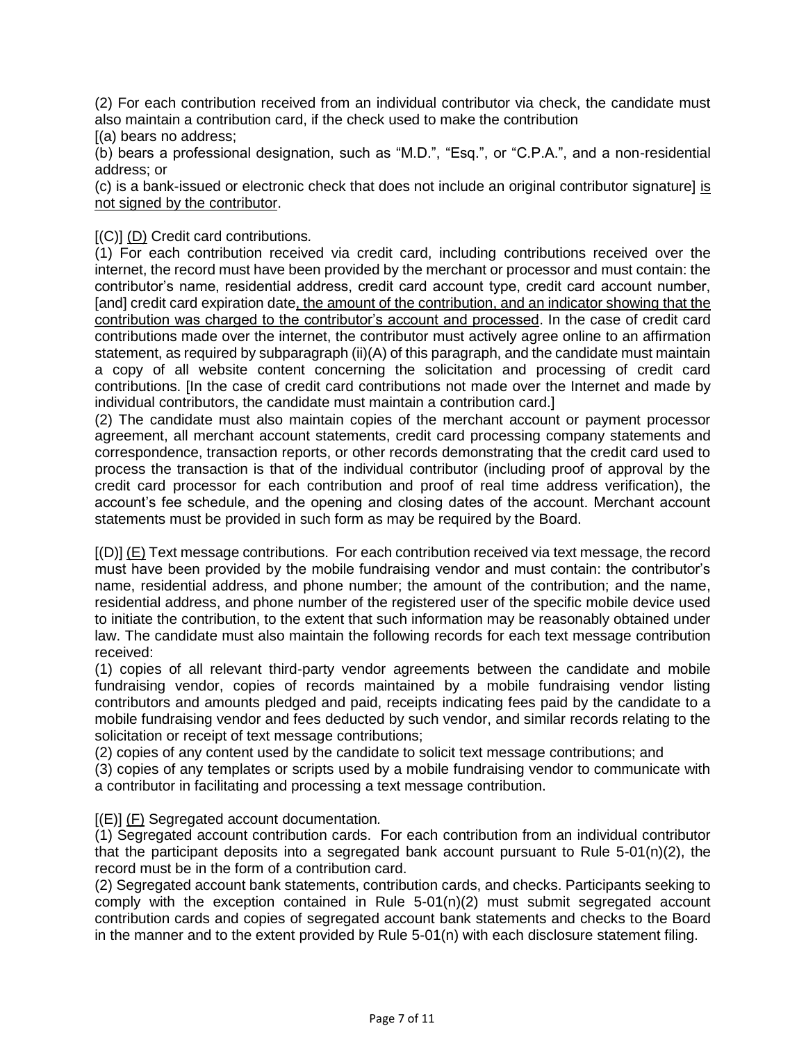(2) For each contribution received from an individual contributor via check, the candidate must also maintain a contribution card, if the check used to make the contribution [(a) bears no address;

(b) bears a professional designation, such as "M.D.", "Esq.", or "C.P.A.", and a non-residential address; or

(c) is a bank-issued or electronic check that does not include an original contributor signature] <u>is not signed by the contributor</u>.

[(C)] <u>(D)</u> Credit card contributions.

(1) For each contribution received via credit card, including contributions received over the internet, the record must have been provided by the merchant or processor and must contain: the contributor's name, residential address, credit card account type, credit card account number, [and] credit card expiration date<u>, the amount of the contribution, and an indicator showing that the contribution was charged to the contributor's account and processed</u>. In the case of credit card contributions made over the internet, the contributor must actively agree online to an affirmation statement, as required by subparagraph (ii)(A) of this paragraph, and the candidate must maintain a copy of all website content concerning the solicitation and processing of credit card contributions. [In the case of credit card contributions not made over the Internet and made by individual contributors, the candidate must maintain a contribution card.]

(2) The candidate must also maintain copies of the merchant account or payment processor agreement, all merchant account statements, credit card processing company statements and correspondence, transaction reports, or other records demonstrating that the credit card used to process the transaction is that of the individual contributor (including proof of approval by the credit card processor for each contribution and proof of real time address verification), the account's fee schedule, and the opening and closing dates of the account. Merchant account statements must be provided in such form as may be required by the Board.

[(D)] <u>(E)</u> Text message contributions. For each contribution received via text message, the record must have been provided by the mobile fundraising vendor and must contain: the contributor's name, residential address, and phone number; the amount of the contribution; and the name, residential address, and phone number of the registered user of the specific mobile device used to initiate the contribution, to the extent that such information may be reasonably obtained under law. The candidate must also maintain the following records for each text message contribution received:

(1) copies of all relevant third-party vendor agreements between the candidate and mobile fundraising vendor, copies of records maintained by a mobile fundraising vendor listing contributors and amounts pledged and paid, receipts indicating fees paid by the candidate to a mobile fundraising vendor and fees deducted by such vendor, and similar records relating to the solicitation or receipt of text message contributions;

(2) copies of any content used by the candidate to solicit text message contributions; and

(3) copies of any templates or scripts used by a mobile fundraising vendor to communicate with a contributor in facilitating and processing a text message contribution.

[(E)] <u>(F)</u> Segregated account documentation.

(1) Segregated account contribution cards. For each contribution from an individual contributor that the participant deposits into a segregated bank account pursuant to Rule 5-01(n)(2), the record must be in the form of a contribution card.

(2) Segregated account bank statements, contribution cards, and checks. Participants seeking to comply with the exception contained in Rule 5-01(n)(2) must submit segregated account contribution cards and copies of segregated account bank statements and checks to the Board in the manner and to the extent provided by Rule 5-01(n) with each disclosure statement filing.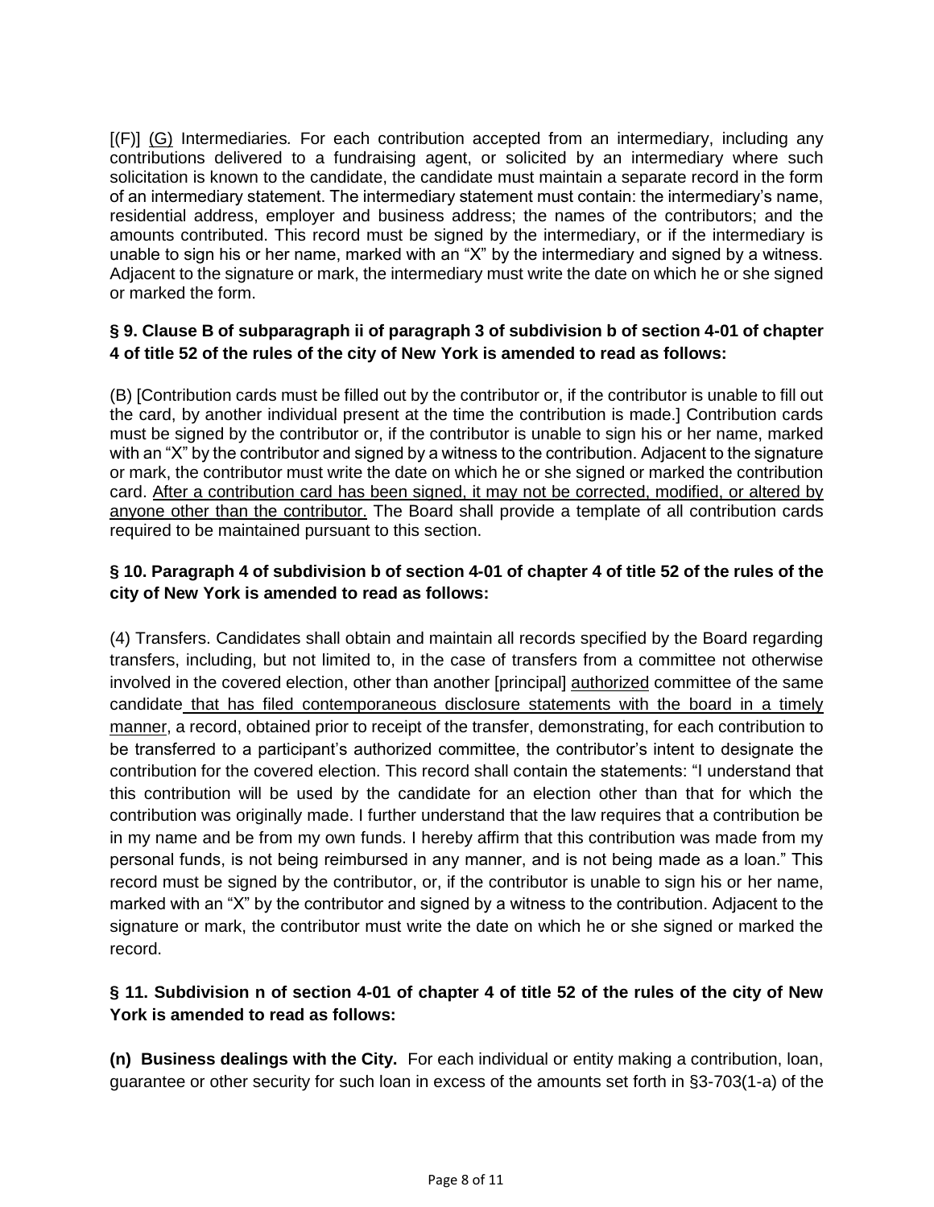[(F)] (G) Intermediaries. For each contribution accepted from an intermediary, including any contributions delivered to a fundraising agent, or solicited by an intermediary where such solicitation is known to the candidate, the candidate must maintain a separate record in the form of an intermediary statement. The intermediary statement must contain: the intermediary's name, residential address, employer and business address; the names of the contributors; and the amounts contributed. This record must be signed by the intermediary, or if the intermediary is unable to sign his or her name, marked with an "X" by the intermediary and signed by a witness. Adjacent to the signature or mark, the intermediary must write the date on which he or she signed or marked the form.

**§ 9. Clause B of subparagraph ii of paragraph 3 of subdivision b of section 4-01 of chapter 4 of title 52 of the rules of the city of New York is amended to read as follows:**

(B) [Contribution cards must be filled out by the contributor or, if the contributor is unable to fill out the card, by another individual present at the time the contribution is made.] Contribution cards must be signed by the contributor or, if the contributor is unable to sign his or her name, marked with an "X" by the contributor and signed by a witness to the contribution. Adjacent to the signature or mark, the contributor must write the date on which he or she signed or marked the contribution card. <u>After a contribution card has been signed, it may not be corrected, modified, or altered by anyone other than the contributor.</u> The Board shall provide a template of all contribution cards required to be maintained pursuant to this section.

**§ 10. Paragraph 4 of subdivision b of section 4-01 of chapter 4 of title 52 of the rules of the city of New York is amended to read as follows:**

(4) Transfers. Candidates shall obtain and maintain all records specified by the Board regarding transfers, including, but not limited to, in the case of transfers from a committee not otherwise involved in the covered election, other than another [principal] <u>authorized</u> committee of the same candidate <u>that has filed contemporaneous disclosure statements with the board in a timely manner</u>, a record, obtained prior to receipt of the transfer, demonstrating, for each contribution to be transferred to a participant's authorized committee, the contributor's intent to designate the contribution for the covered election. This record shall contain the statements: "I understand that this contribution will be used by the candidate for an election other than that for which the contribution was originally made. I further understand that the law requires that a contribution be in my name and be from my own funds. I hereby affirm that this contribution was made from my personal funds, is not being reimbursed in any manner, and is not being made as a loan." This record must be signed by the contributor, or, if the contributor is unable to sign his or her name, marked with an "X" by the contributor and signed by a witness to the contribution. Adjacent to the signature or mark, the contributor must write the date on which he or she signed or marked the record.

**§ 11. Subdivision n of section 4-01 of chapter 4 of title 52 of the rules of the city of New York is amended to read as follows:**

**(n) Business dealings with the City.** For each individual or entity making a contribution, loan, guarantee or other security for such loan in excess of the amounts set forth in §3-703(1-a) of the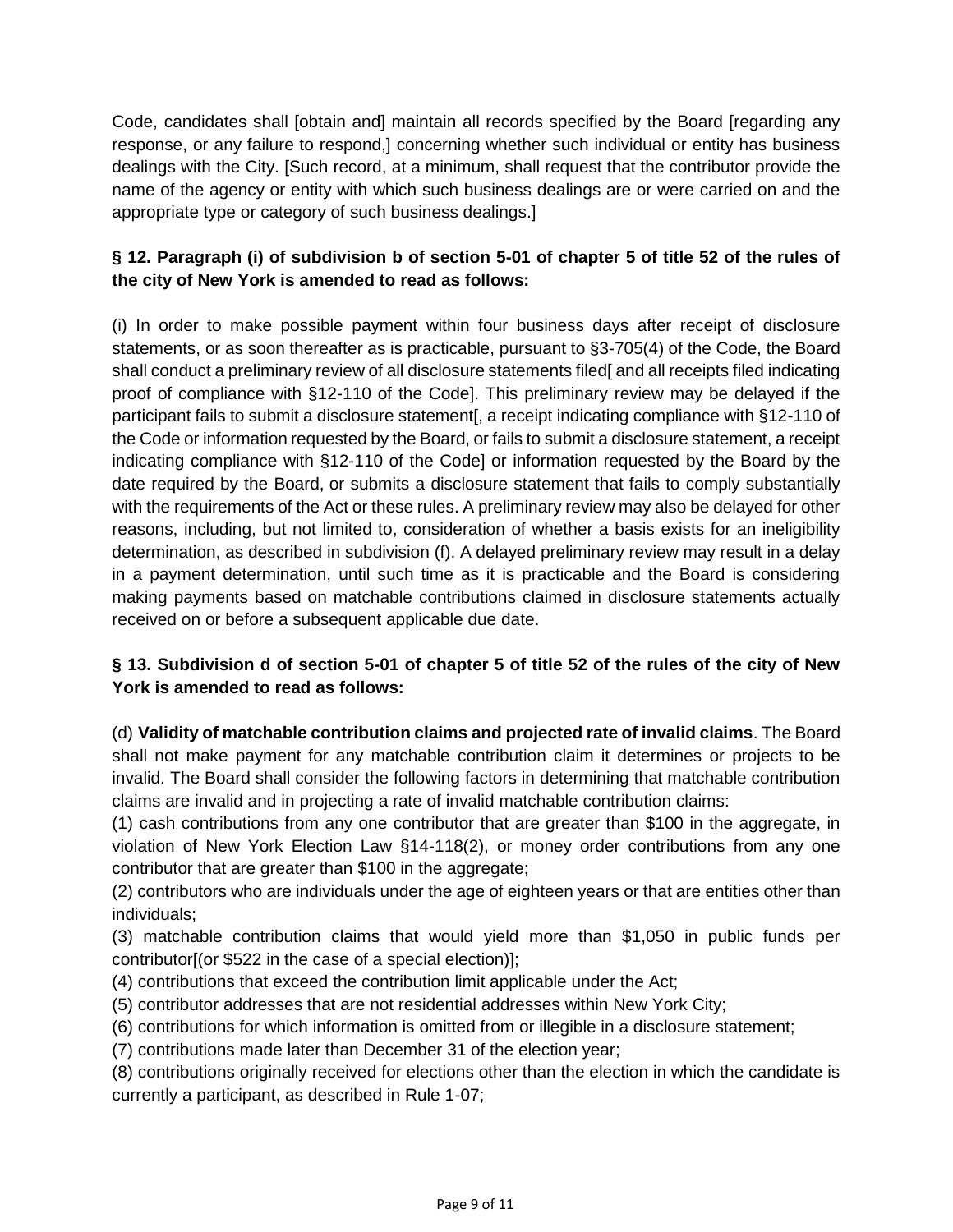Code, candidates shall [obtain and] maintain all records specified by the Board [regarding any response, or any failure to respond,] concerning whether such individual or entity has business dealings with the City. [Such record, at a minimum, shall request that the contributor provide the name of the agency or entity with which such business dealings are or were carried on and the appropriate type or category of such business dealings.]

**§ 12. Paragraph (i) of subdivision b of section 5-01 of chapter 5 of title 52 of the rules of the city of New York is amended to read as follows:**

(i) In order to make possible payment within four business days after receipt of disclosure statements, or as soon thereafter as is practicable, pursuant to §3-705(4) of the Code, the Board shall conduct a preliminary review of all disclosure statements filed[ and all receipts filed indicating proof of compliance with §12-110 of the Code]. This preliminary review may be delayed if the participant fails to submit a disclosure statement[, a receipt indicating compliance with §12-110 of the Code or information requested by the Board, or fails to submit a disclosure statement, a receipt indicating compliance with §12-110 of the Code] or information requested by the Board by the date required by the Board, or submits a disclosure statement that fails to comply substantially with the requirements of the Act or these rules. A preliminary review may also be delayed for other reasons, including, but not limited to, consideration of whether a basis exists for an ineligibility determination, as described in subdivision (f). A delayed preliminary review may result in a delay in a payment determination, until such time as it is practicable and the Board is considering making payments based on matchable contributions claimed in disclosure statements actually received on or before a subsequent applicable due date.

**§ 13. Subdivision d of section 5-01 of chapter 5 of title 52 of the rules of the city of New York is amended to read as follows:**

(d) **Validity of matchable contribution claims and projected rate of invalid claims**. The Board shall not make payment for any matchable contribution claim it determines or projects to be invalid. The Board shall consider the following factors in determining that matchable contribution claims are invalid and in projecting a rate of invalid matchable contribution claims:

(1) cash contributions from any one contributor that are greater than $100 in the aggregate, in violation of New York Election Law §14-118(2), or money order contributions from any one contributor that are greater than $100 in the aggregate;

(2) contributors who are individuals under the age of eighteen years or that are entities other than individuals;

(3) matchable contribution claims that would yield more than $1,050 in public funds per contributor[(or $522 in the case of a special election)];

(4) contributions that exceed the contribution limit applicable under the Act;

(5) contributor addresses that are not residential addresses within New York City;

(6) contributions for which information is omitted from or illegible in a disclosure statement;

(7) contributions made later than December 31 of the election year;

(8) contributions originally received for elections other than the election in which the candidate is currently a participant, as described in Rule 1-07;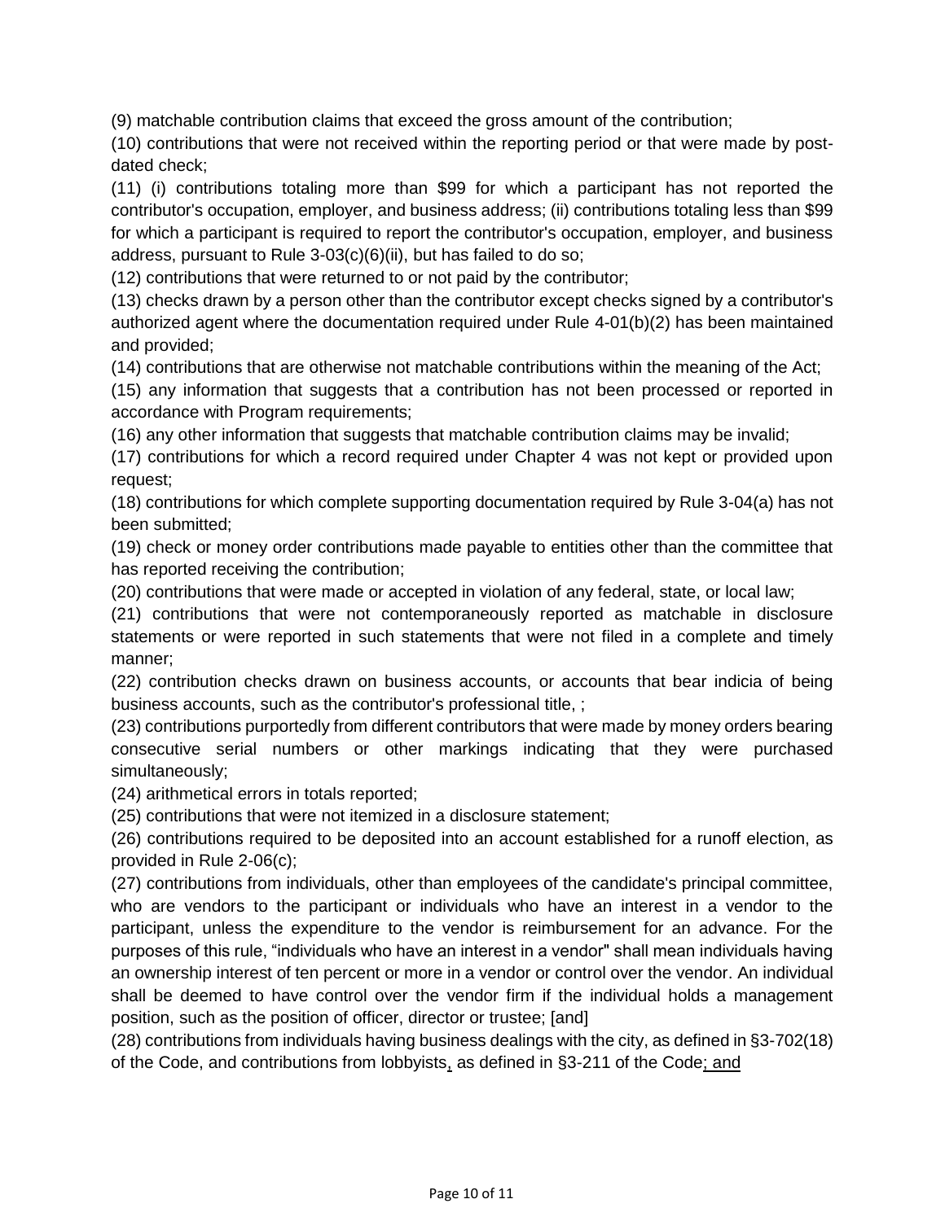(9) matchable contribution claims that exceed the gross amount of the contribution;

(10) contributions that were not received within the reporting period or that were made by post-dated check;

(11) (i) contributions totaling more than $99 for which a participant has not reported the contributor's occupation, employer, and business address; (ii) contributions totaling less than $99 for which a participant is required to report the contributor's occupation, employer, and business address, pursuant to Rule 3-03(c)(6)(ii), but has failed to do so;

(12) contributions that were returned to or not paid by the contributor;

(13) checks drawn by a person other than the contributor except checks signed by a contributor's authorized agent where the documentation required under Rule 4-01(b)(2) has been maintained and provided;

(14) contributions that are otherwise not matchable contributions within the meaning of the Act;

(15) any information that suggests that a contribution has not been processed or reported in accordance with Program requirements;

(16) any other information that suggests that matchable contribution claims may be invalid;

(17) contributions for which a record required under Chapter 4 was not kept or provided upon request;

(18) contributions for which complete supporting documentation required by Rule 3-04(a) has not been submitted;

(19) check or money order contributions made payable to entities other than the committee that has reported receiving the contribution;

(20) contributions that were made or accepted in violation of any federal, state, or local law;

(21) contributions that were not contemporaneously reported as matchable in disclosure statements or were reported in such statements that were not filed in a complete and timely manner;

(22) contribution checks drawn on business accounts, or accounts that bear indicia of being business accounts, such as the contributor's professional title, ;

(23) contributions purportedly from different contributors that were made by money orders bearing consecutive serial numbers or other markings indicating that they were purchased simultaneously;

(24) arithmetical errors in totals reported;

(25) contributions that were not itemized in a disclosure statement;

(26) contributions required to be deposited into an account established for a runoff election, as provided in Rule 2-06(c);

(27) contributions from individuals, other than employees of the candidate's principal committee, who are vendors to the participant or individuals who have an interest in a vendor to the participant, unless the expenditure to the vendor is reimbursement for an advance. For the purposes of this rule, "individuals who have an interest in a vendor" shall mean individuals having an ownership interest of ten percent or more in a vendor or control over the vendor. An individual shall be deemed to have control over the vendor firm if the individual holds a management position, such as the position of officer, director or trustee; [and]

(28) contributions from individuals having business dealings with the city, as defined in §3-702(18) of the Code, and contributions from lobbyists, as defined in §3-211 of the Code; and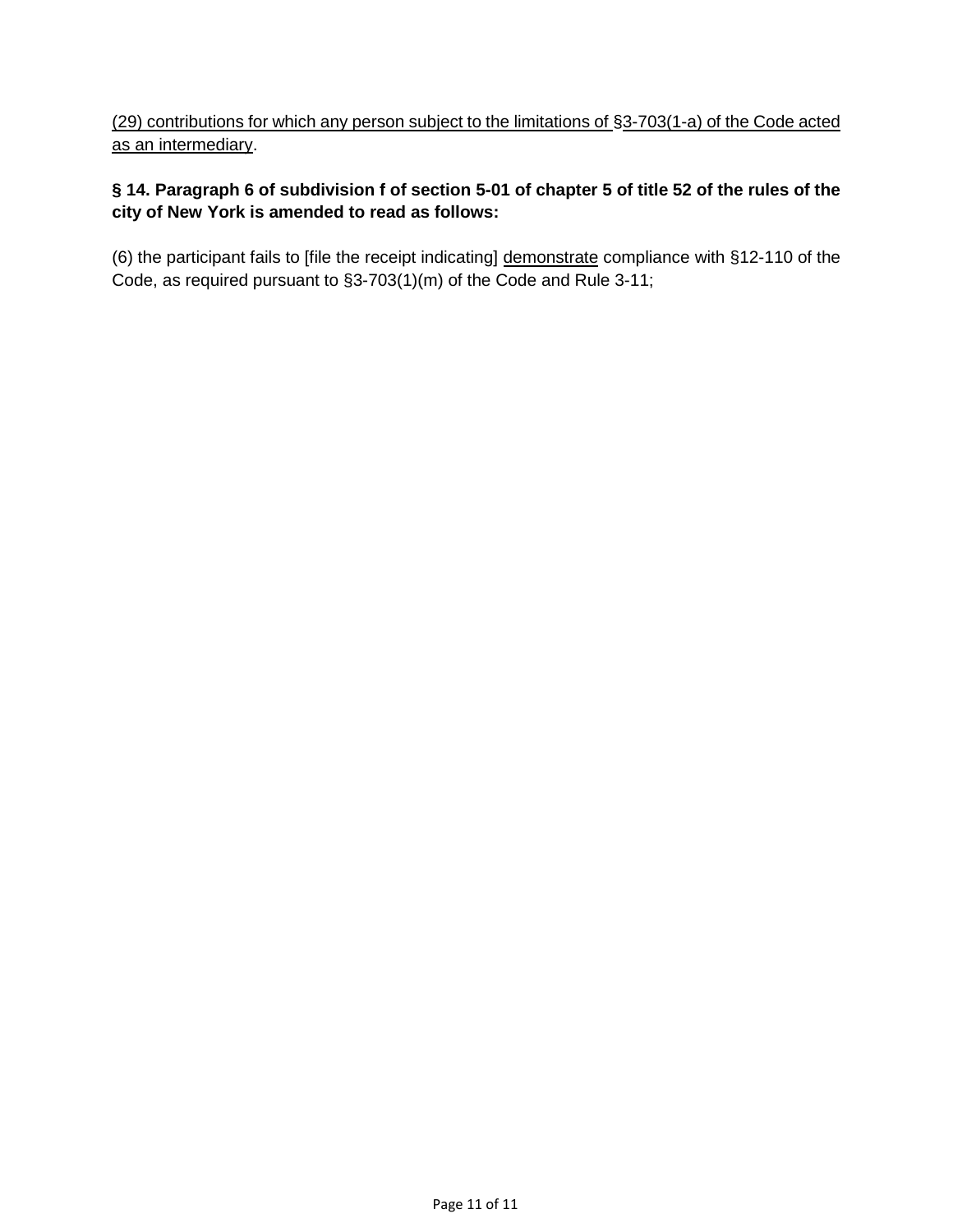<u>(29) contributions for which any person subject to the limitations of §3-703(1-a) of the Code acted as an intermediary</u>.

**§ 14. Paragraph 6 of subdivision f of section 5-01 of chapter 5 of title 52 of the rules of the city of New York is amended to read as follows:**

(6) the participant fails to [file the receipt indicating] <u>demonstrate</u> compliance with §12-110 of the Code, as required pursuant to §3-703(1)(m) of the Code and Rule 3-11;